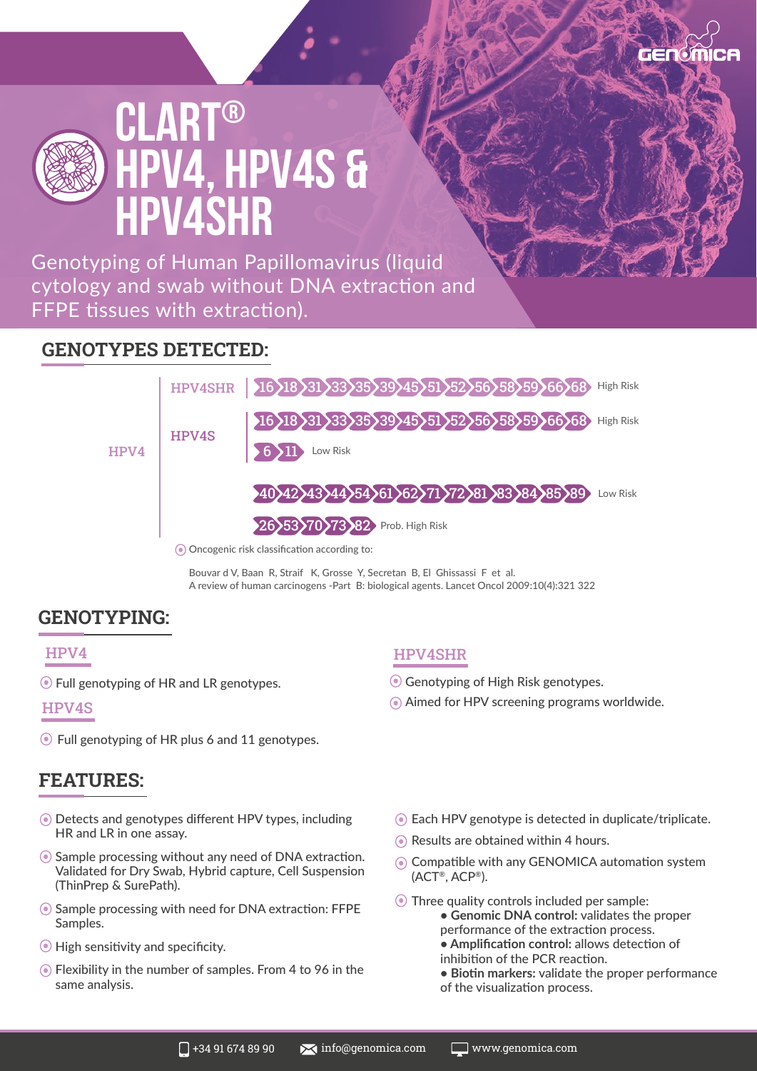GENOMICA

# CLART® HPV4, HPV4S & HPV4SHR

Genotyping of Human Papillomavirus (liquid cytology and swab without DNA extraction and FFPE tissues with extraction).

## GENOTYPES DETECTED:

| | | Genotypes | Risk |
|---|---|---|---|
| HPV4 | HPV4SHR | 16, 18, 31, 33, 35, 39, 45, 51, 52, 56, 58, 59, 66, 68 | High Risk |
| | HPV4S | 16, 18, 31, 33, 35, 39, 45, 51, 52, 56, 58, 59, 66, 68 | High Risk |
| | | 6, 11 | Low Risk |
| | | 40, 42, 43, 44, 54, 61, 62, 71, 72, 81, 83, 84, 85, 89 | Low Risk |
| | | 26, 53, 70, 73, 82 | Prob. High Risk |

- Oncogenic risk classification according to:

Bouvar d V, Baan R, Straif K, Grosse Y, Secretan B, El Ghissassi F et al.
A review of human carcinogens -Part B: biological agents. Lancet Oncol 2009:10(4):321 322

## GENOTYPING:

### HPV4

- Full genotyping of HR and LR genotypes.

### HPV4S

- Full genotyping of HR plus 6 and 11 genotypes.

### HPV4SHR

- Genotyping of High Risk genotypes.
- Aimed for HPV screening programs worldwide.

## FEATURES:

- Detects and genotypes different HPV types, including HR and LR in one assay.
- Sample processing without any need of DNA extraction. Validated for Dry Swab, Hybrid capture, Cell Suspension (ThinPrep & SurePath).
- Sample processing with need for DNA extraction: FFPE Samples.
- High sensitivity and specificity.
- Flexibility in the number of samples. From 4 to 96 in the same analysis.
- Each HPV genotype is detected in duplicate/triplicate.
- Results are obtained within 4 hours.
- Compatible with any GENOMICA automation system (ACT®, ACP®).
- Three quality controls included per sample:
  - **Genomic DNA control:** validates the proper performance of the extraction process.
  - **Amplification control:** allows detection of inhibition of the PCR reaction.
  - **Biotin markers:** validate the proper performance of the visualization process.

+34 91 674 89 90 | info@genomica.com | www.genomica.com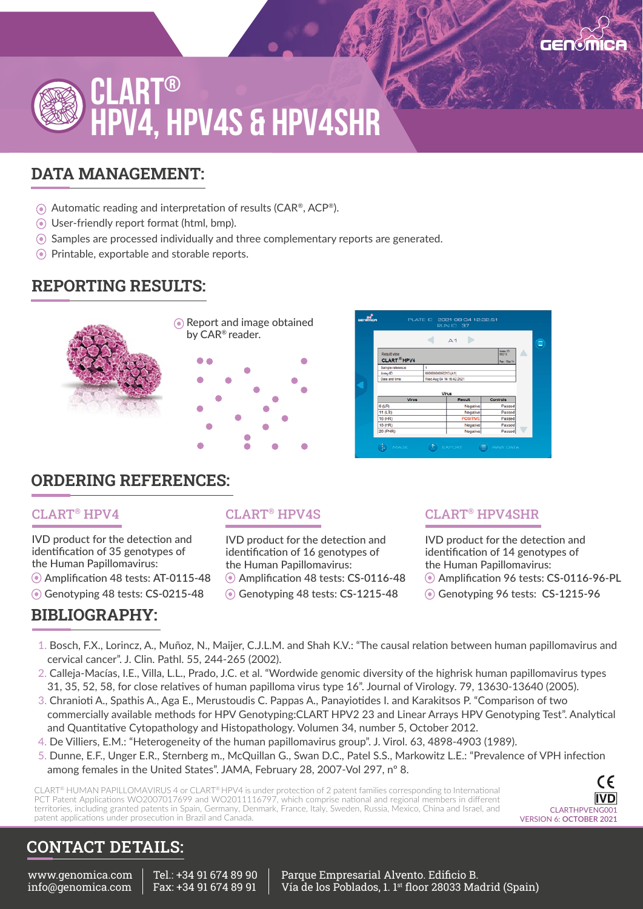# CLART® HPV4, HPV4S & HPV4SHR

## DATA MANAGEMENT:

- Automatic reading and interpretation of results (CAR®, ACP®).
- User-friendly report format (html, bmp).
- Samples are processed individually and three complementary reports are generated.
- Printable, exportable and storable reports.

## REPORTING RESULTS:

- Report and image obtained by CAR® reader.

## ORDERING REFERENCES:

### CLART® HPV4

IVD product for the detection and identification of 35 genotypes of the Human Papillomavirus:

- Amplification 48 tests: AT-0115-48
- Genotyping 48 tests: CS-0215-48

### CLART® HPV4S

IVD product for the detection and identification of 16 genotypes of the Human Papillomavirus:

- Amplification 48 tests: CS-0116-48
- Genotyping 48 tests: CS-1215-48

### CLART® HPV4SHR

IVD product for the detection and identification of 14 genotypes of the Human Papillomavirus:

- Amplification 96 tests: CS-0116-96-PL
- Genotyping 96 tests: CS-1215-96

## BIBLIOGRAPHY:

1. Bosch, F.X., Lorincz, A., Muñoz, N., Maijer, C.J.L.M. and Shah K.V.: "The causal relation between human papillomavirus and cervical cancer". J. Clin. Pathl. 55, 244-265 (2002).
2. Calleja-Macías, I.E., Villa, L.L., Prado, J.C. et al. "Wordwide genomic diversity of the highrisk human papillomavirus types 31, 35, 52, 58, for close relatives of human papilloma virus type 16". Journal of Virology. 79, 13630-13640 (2005).
3. Chranioti A., Spathis A., Aga E., Merustoudis C. Pappas A., Panayiotides I. and Karakitsos P. "Comparison of two commercially available methods for HPV Genotyping:CLART HPV2 23 and Linear Arrays HPV Genotyping Test". Analytical and Quantitative Cytopathology and Histopathology. Volumen 34, number 5, October 2012.
4. De Villiers, E.M.: "Heterogeneity of the human papillomavirus group". J. Virol. 63, 4898-4903 (1989).
5. Dunne, E.F., Unger E.R., Sternberg m., McQuillan G., Swan D.C., Patel S.S., Markowitz L.E.: "Prevalence of VPH infection among females in the United States". JAMA, February 28, 2007-Vol 297, nº 8.

CLART® HUMAN PAPILLOMAVIRUS 4 or CLART® HPV4 is under protection of 2 patent families corresponding to International PCT Patent Applications WO2007017699 and WO2011116797, which comprise national and regional members in different territories, including granted patents in Spain, Germany, Denmark, France, Italy, Sweden, Russia, Mexico, China and Israel, and patent applications under prosecution in Brazil and Canada.

CE IVD

CLARTHPVENG001
VERSION 6: OCTOBER 2021

## CONTACT DETAILS:

www.genomica.com
info@genomica.com

Tel.: +34 91 674 89 90
Fax: +34 91 674 89 91

Parque Empresarial Alvento. Edificio B.
Vía de los Poblados, 1. 1st floor 28033 Madrid (Spain)